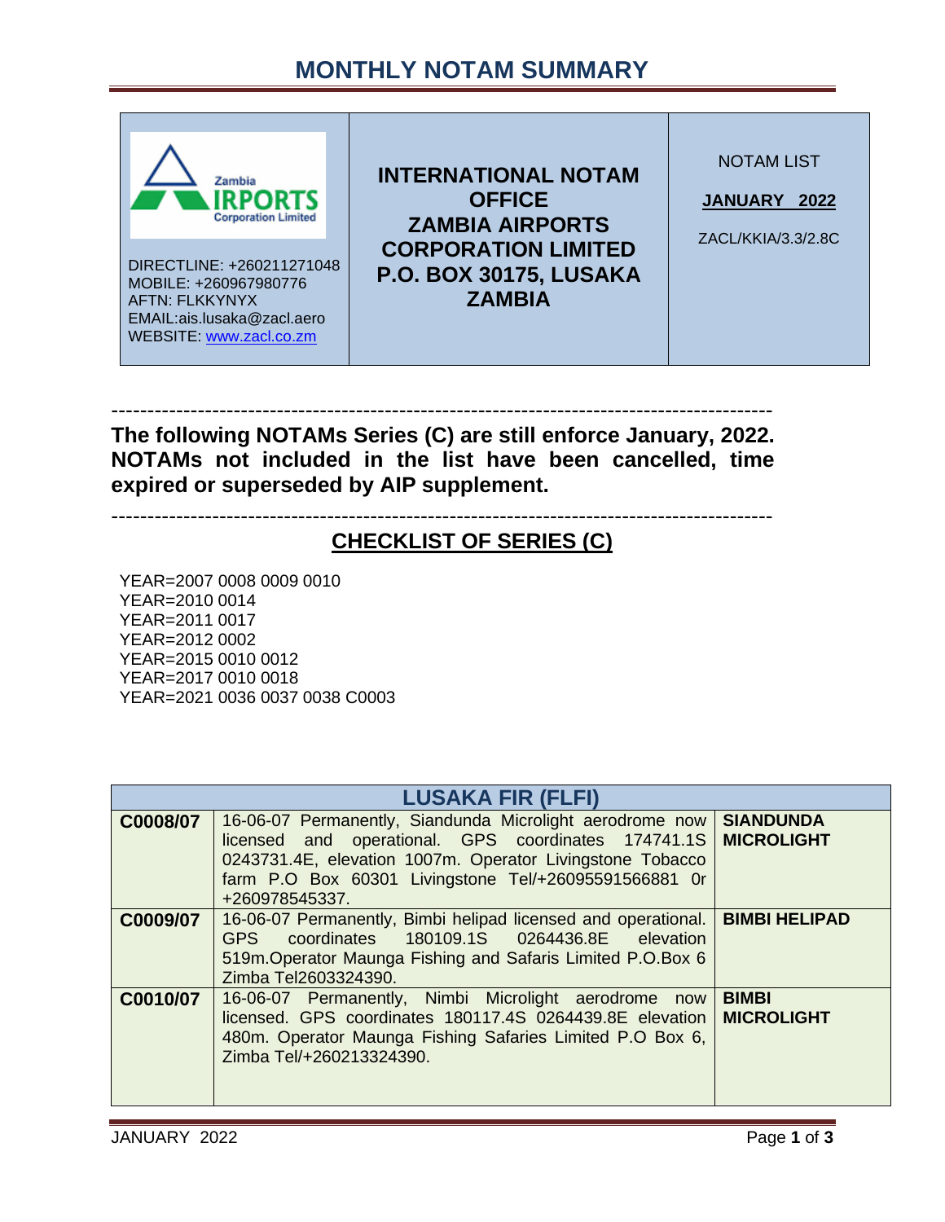# MONTHLY NOTAM SUMMARY

| | | |
|---|---|---|
| Zambia AIRPORTS Corporation Limited<br><br>DIRECTLINE: +260211271048<br>MOBILE: +260967980776<br>AFTN: FLKKYNYX<br>EMAIL:ais.lusaka@zacl.aero<br>WEBSITE: www.zacl.co.zm | **INTERNATIONAL NOTAM OFFICE**<br>**ZAMBIA AIRPORTS CORPORATION LIMITED**<br>**P.O. BOX 30175, LUSAKA ZAMBIA** | NOTAM LIST<br><br>**JANUARY 2022**<br><br>ZACL/KKIA/3.3/2.8C |

------------------------------------------------------------------------------------------

**The following NOTAMs Series (C) are still enforce January, 2022. NOTAMs not included in the list have been cancelled, time expired or superseded by AIP supplement.**

------------------------------------------------------------------------------------------

## CHECKLIST OF SERIES (C)

YEAR=2007 0008 0009 0010
YEAR=2010 0014
YEAR=2011 0017
YEAR=2012 0002
YEAR=2015 0010 0012
YEAR=2017 0010 0018
YEAR=2021 0036 0037 0038 C0003

| LUSAKA FIR (FLFI) | | |
|---|---|---|
| **C0008/07** | 16-06-07 Permanently, Siandunda Microlight aerodrome now licensed and operational. GPS coordinates 174741.1S 0243731.4E, elevation 1007m. Operator Livingstone Tobacco farm P.O Box 60301 Livingstone Tel/+26095591566881 0r +260978545337. | **SIANDUNDA MICROLIGHT** |
| **C0009/07** | 16-06-07 Permanently, Bimbi helipad licensed and operational. GPS coordinates 180109.1S 0264436.8E elevation 519m.Operator Maunga Fishing and Safaris Limited P.O.Box 6 Zimba Tel2603324390. | **BIMBI HELIPAD** |
| **C0010/07** | 16-06-07 Permanently, Nimbi Microlight aerodrome now licensed. GPS coordinates 180117.4S 0264439.8E elevation 480m. Operator Maunga Fishing Safaries Limited P.O Box 6, Zimba Tel/+260213324390. | **BIMBI MICROLIGHT** |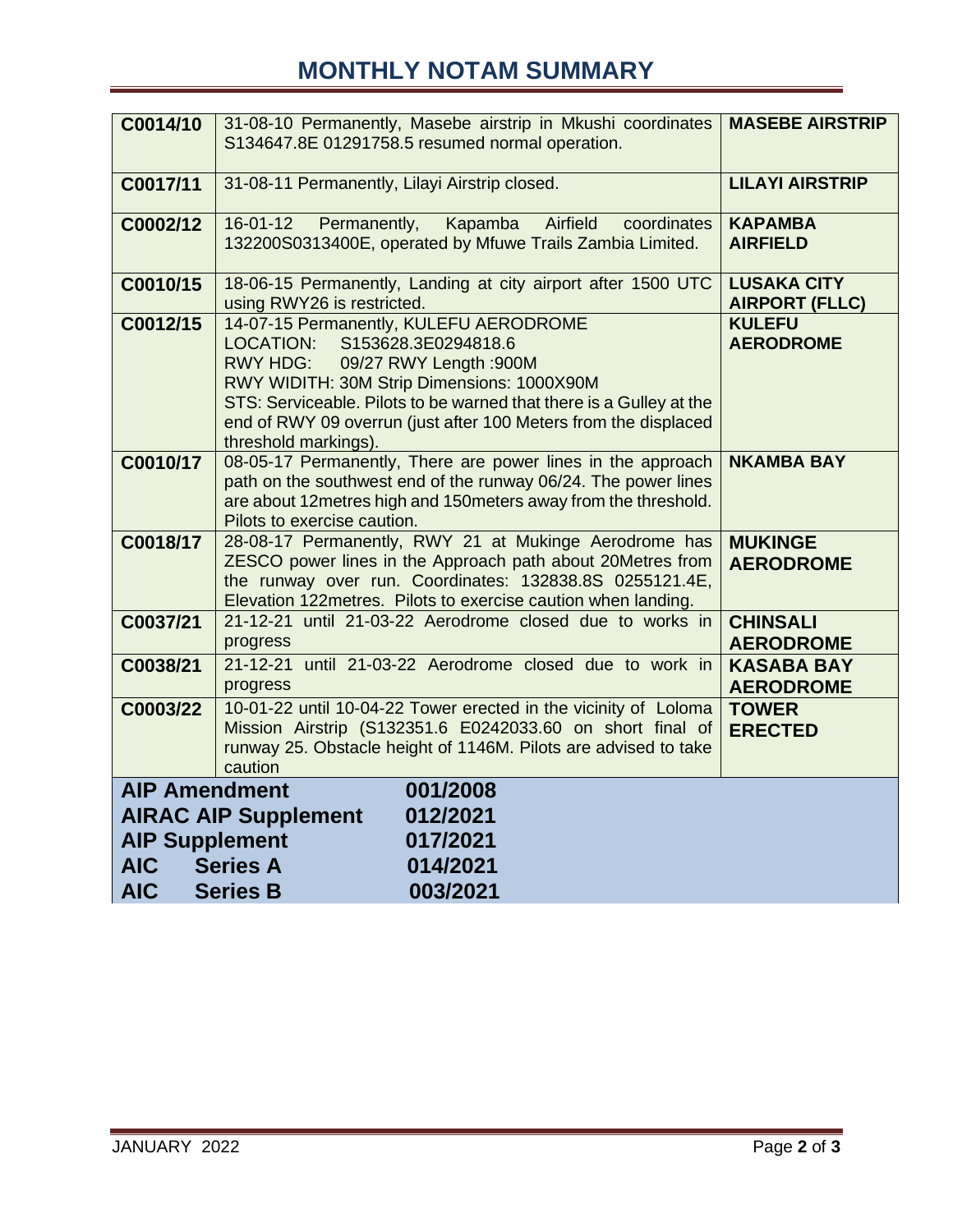# MONTHLY NOTAM SUMMARY

| | | |
|---|---|---|
| **C0014/10** | 31-08-10 Permanently, Masebe airstrip in Mkushi coordinates S134647.8E 01291758.5 resumed normal operation. | **MASEBE AIRSTRIP** |
| **C0017/11** | 31-08-11 Permanently, Lilayi Airstrip closed. | **LILAYI AIRSTRIP** |
| **C0002/12** | 16-01-12 Permanently, Kapamba Airfield coordinates 132200S0313400E, operated by Mfuwe Trails Zambia Limited. | **KAPAMBA AIRFIELD** |
| **C0010/15** | 18-06-15 Permanently, Landing at city airport after 1500 UTC using RWY26 is restricted. | **LUSAKA CITY AIRPORT (FLLC)** |
| **C0012/15** | 14-07-15 Permanently, KULEFU AERODROME<br>LOCATION: S153628.3E0294818.6<br>RWY HDG: 09/27 RWY Length :900M<br>RWY WIDITH: 30M Strip Dimensions: 1000X90M<br>STS: Serviceable. Pilots to be warned that there is a Gulley at the end of RWY 09 overrun (just after 100 Meters from the displaced threshold markings). | **KULEFU AERODROME** |
| **C0010/17** | 08-05-17 Permanently, There are power lines in the approach path on the southwest end of the runway 06/24. The power lines are about 12metres high and 150meters away from the threshold. Pilots to exercise caution. | **NKAMBA BAY** |
| **C0018/17** | 28-08-17 Permanently, RWY 21 at Mukinge Aerodrome has ZESCO power lines in the Approach path about 20Metres from the runway over run. Coordinates: 132838.8S 0255121.4E, Elevation 122metres. Pilots to exercise caution when landing. | **MUKINGE AERODROME** |
| **C0037/21** | 21-12-21 until 21-03-22 Aerodrome closed due to works in progress | **CHINSALI AERODROME** |
| **C0038/21** | 21-12-21 until 21-03-22 Aerodrome closed due to work in progress | **KASABA BAY AERODROME** |
| **C0003/22** | 10-01-22 until 10-04-22 Tower erected in the vicinity of Loloma Mission Airstrip (S132351.6 E0242033.60 on short final of runway 25. Obstacle height of 1146M. Pilots are advised to take caution | **TOWER ERECTED** |

| | |
|---|---|
| **AIP Amendment** | **001/2008** |
| **AIRAC AIP Supplement** | **012/2021** |
| **AIP Supplement** | **017/2021** |
| **AIC Series A** | **014/2021** |
| **AIC Series B** | **003/2021** |

JANUARY 2022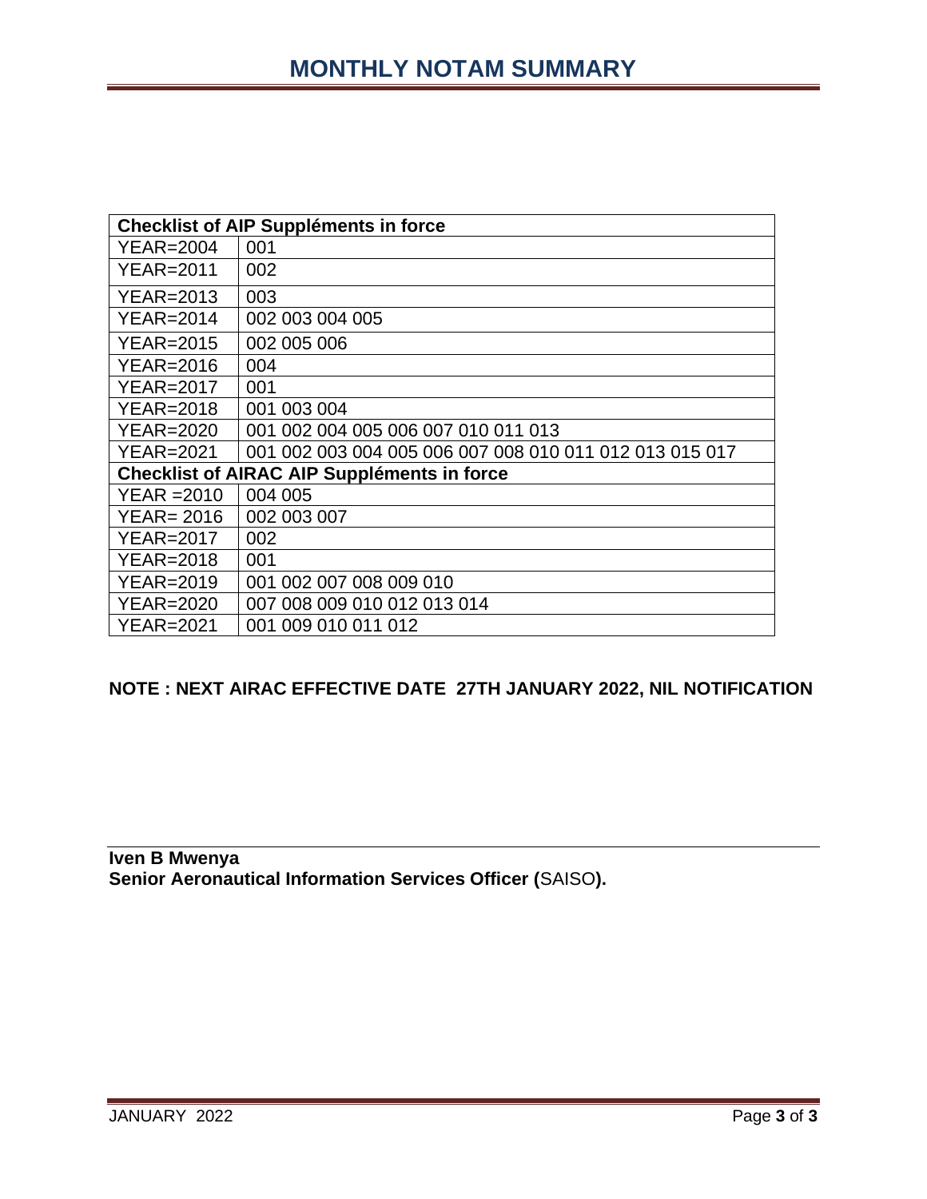# MONTHLY NOTAM SUMMARY

| | |
|---|---|
| **Checklist of AIP Suppléments in force** | |
| YEAR=2004 | 001 |
| YEAR=2011 | 002 |
| YEAR=2013 | 003 |
| YEAR=2014 | 002 003 004 005 |
| YEAR=2015 | 002 005 006 |
| YEAR=2016 | 004 |
| YEAR=2017 | 001 |
| YEAR=2018 | 001 003 004 |
| YEAR=2020 | 001 002 004 005 006 007 010 011 013 |
| YEAR=2021 | 001 002 003 004 005 006 007 008 010 011 012 013 015 017 |
| **Checklist of AIRAC AIP Suppléments in force** | |
| YEAR =2010 | 004 005 |
| YEAR= 2016 | 002 003 007 |
| YEAR=2017 | 002 |
| YEAR=2018 | 001 |
| YEAR=2019 | 001 002 007 008 009 010 |
| YEAR=2020 | 007 008 009 010 012 013 014 |
| YEAR=2021 | 001 009 010 011 012 |

**NOTE : NEXT AIRAC EFFECTIVE DATE 27TH JANUARY 2022, NIL NOTIFICATION**

**Iven B Mwenya**
**Senior Aeronautical Information Services Officer (**SAISO**).**